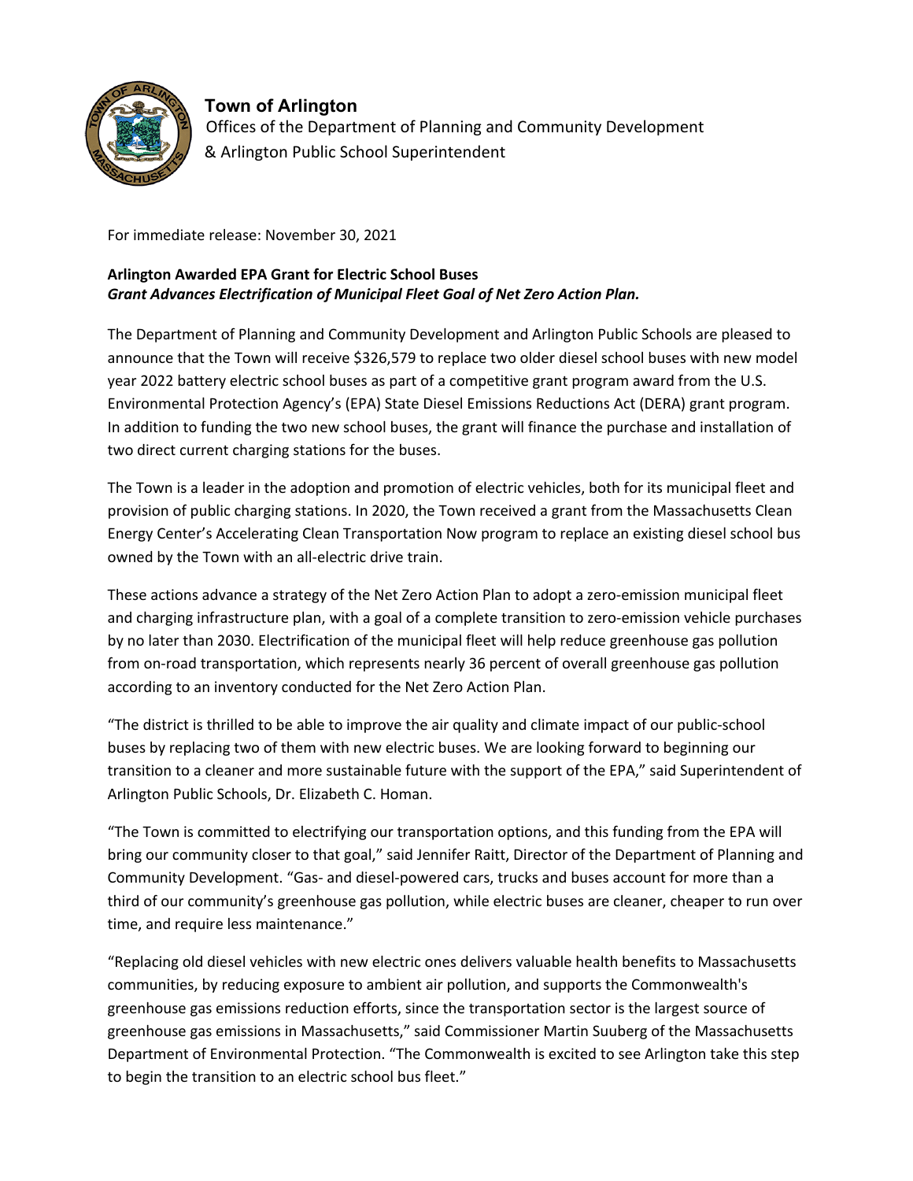**Town of Arlington**
Offices of the Department of Planning and Community Development
& Arlington Public School Superintendent

For immediate release: November 30, 2021

# Arlington Awarded EPA Grant for Electric School Buses

***Grant Advances Electrification of Municipal Fleet Goal of Net Zero Action Plan.***

The Department of Planning and Community Development and Arlington Public Schools are pleased to announce that the Town will receive $326,579 to replace two older diesel school buses with new model year 2022 battery electric school buses as part of a competitive grant program award from the U.S. Environmental Protection Agency's (EPA) State Diesel Emissions Reductions Act (DERA) grant program. In addition to funding the two new school buses, the grant will finance the purchase and installation of two direct current charging stations for the buses.

The Town is a leader in the adoption and promotion of electric vehicles, both for its municipal fleet and provision of public charging stations. In 2020, the Town received a grant from the Massachusetts Clean Energy Center's Accelerating Clean Transportation Now program to replace an existing diesel school bus owned by the Town with an all-electric drive train.

These actions advance a strategy of the Net Zero Action Plan to adopt a zero-emission municipal fleet and charging infrastructure plan, with a goal of a complete transition to zero-emission vehicle purchases by no later than 2030. Electrification of the municipal fleet will help reduce greenhouse gas pollution from on-road transportation, which represents nearly 36 percent of overall greenhouse gas pollution according to an inventory conducted for the Net Zero Action Plan.

"The district is thrilled to be able to improve the air quality and climate impact of our public-school buses by replacing two of them with new electric buses. We are looking forward to beginning our transition to a cleaner and more sustainable future with the support of the EPA," said Superintendent of Arlington Public Schools, Dr. Elizabeth C. Homan.

"The Town is committed to electrifying our transportation options, and this funding from the EPA will bring our community closer to that goal," said Jennifer Raitt, Director of the Department of Planning and Community Development. "Gas- and diesel-powered cars, trucks and buses account for more than a third of our community's greenhouse gas pollution, while electric buses are cleaner, cheaper to run over time, and require less maintenance."

"Replacing old diesel vehicles with new electric ones delivers valuable health benefits to Massachusetts communities, by reducing exposure to ambient air pollution, and supports the Commonwealth's greenhouse gas emissions reduction efforts, since the transportation sector is the largest source of greenhouse gas emissions in Massachusetts," said Commissioner Martin Suuberg of the Massachusetts Department of Environmental Protection. "The Commonwealth is excited to see Arlington take this step to begin the transition to an electric school bus fleet."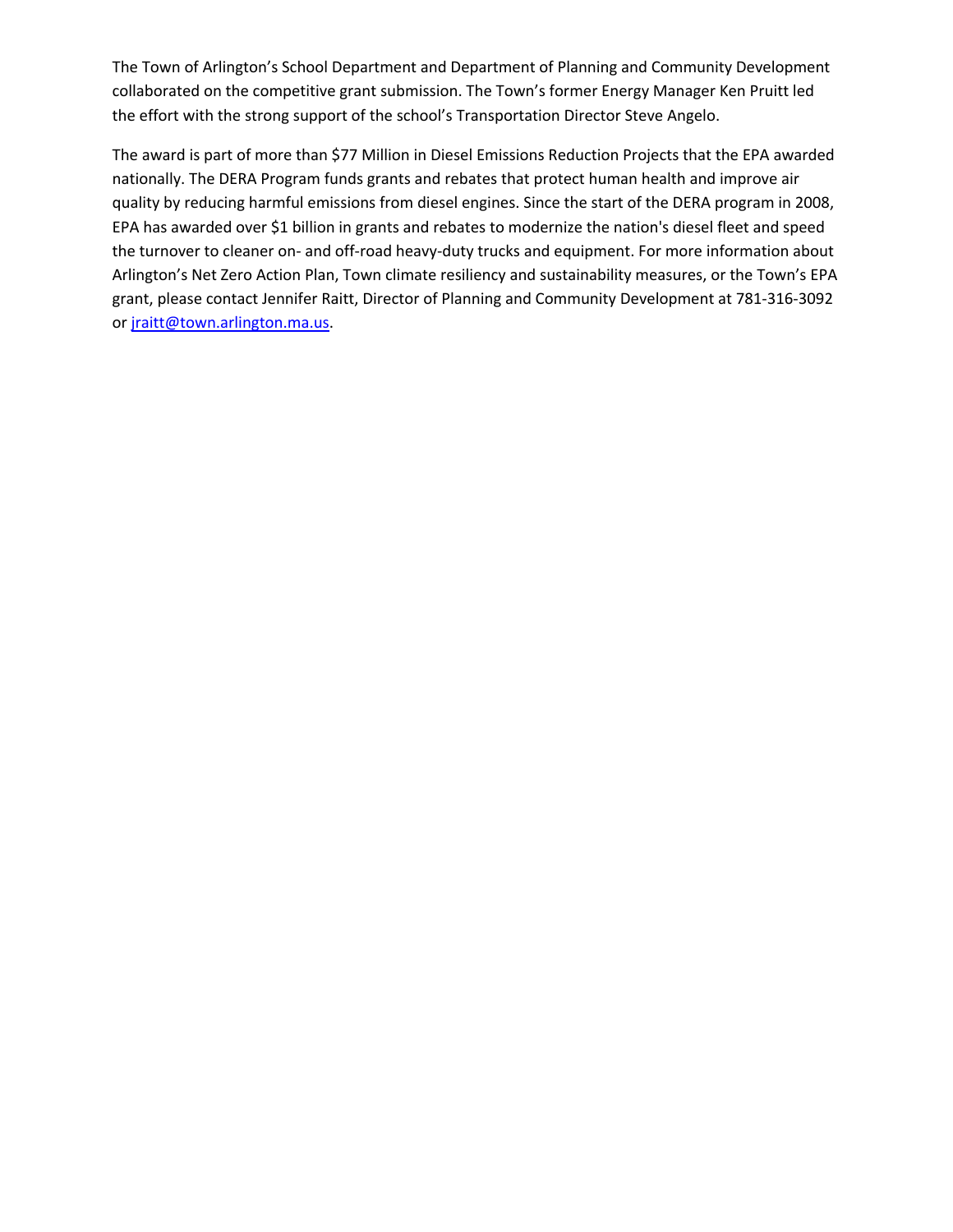The Town of Arlington's School Department and Department of Planning and Community Development collaborated on the competitive grant submission. The Town's former Energy Manager Ken Pruitt led the effort with the strong support of the school's Transportation Director Steve Angelo.

The award is part of more than $77 Million in Diesel Emissions Reduction Projects that the EPA awarded nationally. The DERA Program funds grants and rebates that protect human health and improve air quality by reducing harmful emissions from diesel engines. Since the start of the DERA program in 2008, EPA has awarded over $1 billion in grants and rebates to modernize the nation's diesel fleet and speed the turnover to cleaner on- and off-road heavy-duty trucks and equipment. For more information about Arlington's Net Zero Action Plan, Town climate resiliency and sustainability measures, or the Town's EPA grant, please contact Jennifer Raitt, Director of Planning and Community Development at 781-316-3092 or [jraitt@town.arlington.ma.us](mailto:jraitt@town.arlington.ma.us).